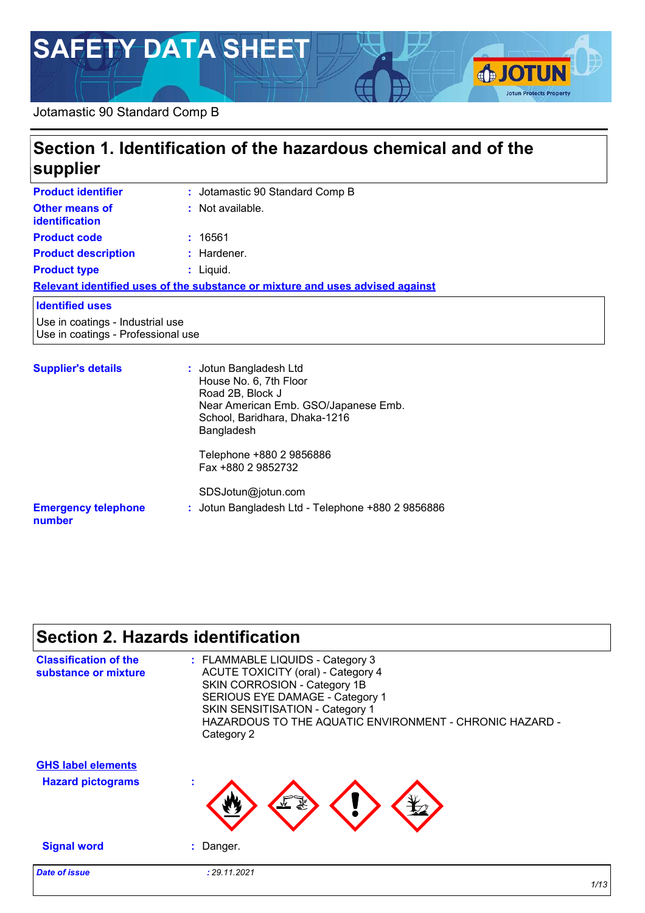# SAFETY DATA SHEET

Jotamastic 90 Standard Comp B

## Section 1. Identification of the hazardous chemical and of the supplier

| | | |
|---|---|---|
| **Product identifier** | : | Jotamastic 90 Standard Comp B |
| **Other means of identification** | : | Not available. |
| **Product code** | : | 16561 |
| **Product description** | : | Hardener. |
| **Product type** | : | Liquid. |

**Relevant identified uses of the substance or mixture and uses advised against**

**Identified uses**

Use in coatings - Industrial use
Use in coatings - Professional use

**Supplier's details** : Jotun Bangladesh Ltd
House No. 6, 7th Floor
Road 2B, Block J
Near American Emb. GSO/Japanese Emb.
School, Baridhara, Dhaka-1216
Bangladesh

Telephone +880 2 9856886
Fax +880 2 9852732

SDSJotun@jotun.com

**Emergency telephone number** : Jotun Bangladesh Ltd - Telephone +880 2 9856886

## Section 2. Hazards identification

**Classification of the substance or mixture** : FLAMMABLE LIQUIDS - Category 3
ACUTE TOXICITY (oral) - Category 4
SKIN CORROSION - Category 1B
SERIOUS EYE DAMAGE - Category 1
SKIN SENSITISATION - Category 1
HAZARDOUS TO THE AQUATIC ENVIRONMENT - CHRONIC HAZARD - Category 2

**GHS label elements**

**Hazard pictograms** :

**Signal word** : Danger.

*Date of issue* : *29.11.2021*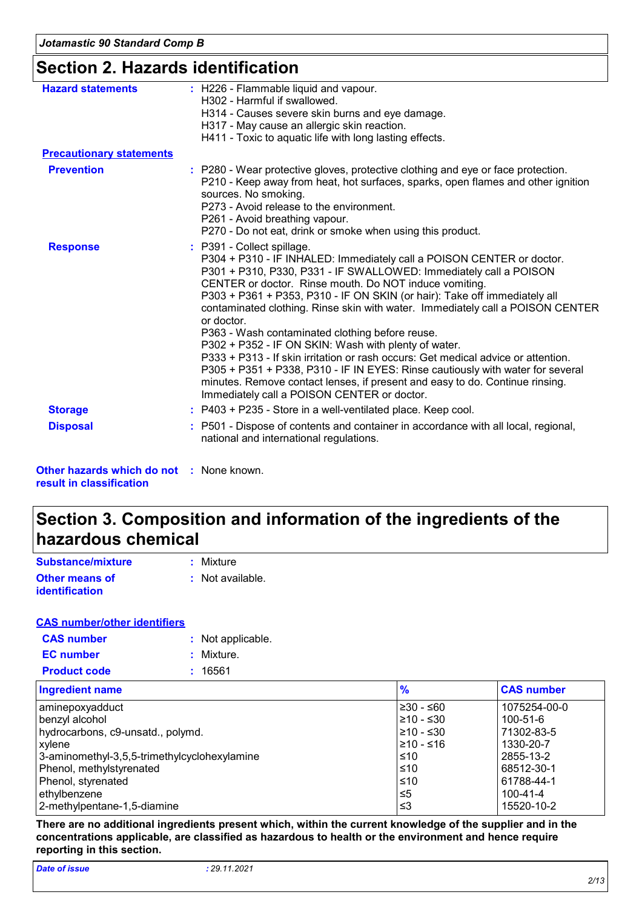# Section 2. Hazards identification

**Hazard statements** : H226 - Flammable liquid and vapour.
H302 - Harmful if swallowed.
H314 - Causes severe skin burns and eye damage.
H317 - May cause an allergic skin reaction.
H411 - Toxic to aquatic life with long lasting effects.

**Precautionary statements**

**Prevention** : P280 - Wear protective gloves, protective clothing and eye or face protection.
P210 - Keep away from heat, hot surfaces, sparks, open flames and other ignition sources. No smoking.
P273 - Avoid release to the environment.
P261 - Avoid breathing vapour.
P270 - Do not eat, drink or smoke when using this product.

**Response** : P391 - Collect spillage.
P304 + P310 - IF INHALED: Immediately call a POISON CENTER or doctor.
P301 + P310, P330, P331 - IF SWALLOWED: Immediately call a POISON CENTER or doctor. Rinse mouth. Do NOT induce vomiting.
P303 + P361 + P353, P310 - IF ON SKIN (or hair): Take off immediately all contaminated clothing. Rinse skin with water. Immediately call a POISON CENTER or doctor.
P363 - Wash contaminated clothing before reuse.
P302 + P352 - IF ON SKIN: Wash with plenty of water.
P333 + P313 - If skin irritation or rash occurs: Get medical advice or attention.
P305 + P351 + P338, P310 - IF IN EYES: Rinse cautiously with water for several minutes. Remove contact lenses, if present and easy to do. Continue rinsing. Immediately call a POISON CENTER or doctor.

**Storage** : P403 + P235 - Store in a well-ventilated place. Keep cool.

**Disposal** : P501 - Dispose of contents and container in accordance with all local, regional, national and international regulations.

**Other hazards which do not result in classification** : None known.

# Section 3. Composition and information of the ingredients of the hazardous chemical

**Substance/mixture** : Mixture

**Other means of identification** : Not available.

**CAS number/other identifiers**

**CAS number** : Not applicable.

**EC number** : Mixture.

**Product code** : 16561

| Ingredient name | % | CAS number |
|---|---|---|
| aminepoxyadduct | ≥30 - ≤60 | 1075254-00-0 |
| benzyl alcohol | ≥10 - ≤30 | 100-51-6 |
| hydrocarbons, c9-unsatd., polymd. | ≥10 - ≤30 | 71302-83-5 |
| xylene | ≥10 - ≤16 | 1330-20-7 |
| 3-aminomethyl-3,5,5-trimethylcyclohexylamine | ≤10 | 2855-13-2 |
| Phenol, methylstyrenated | ≤10 | 68512-30-1 |
| Phenol, styrenated | ≤10 | 61788-44-1 |
| ethylbenzene | ≤5 | 100-41-4 |
| 2-methylpentane-1,5-diamine | ≤3 | 15520-10-2 |

**There are no additional ingredients present which, within the current knowledge of the supplier and in the concentrations applicable, are classified as hazardous to health or the environment and hence require reporting in this section.**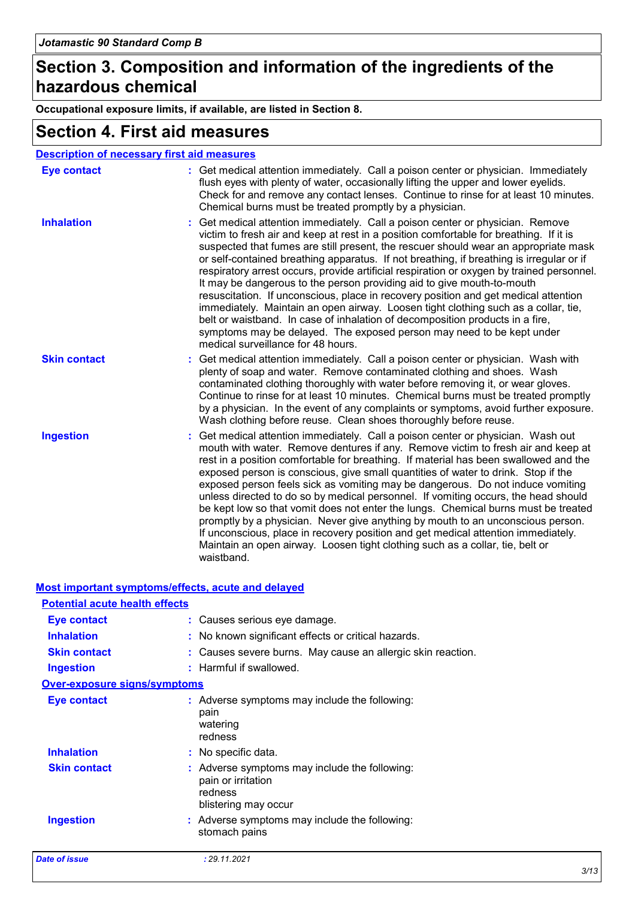# Section 3. Composition and information of the ingredients of the hazardous chemical

**Occupational exposure limits, if available, are listed in Section 8.**

# Section 4. First aid measures

## Description of necessary first aid measures

| | |
|---|---|
| **Eye contact** | : Get medical attention immediately. Call a poison center or physician. Immediately flush eyes with plenty of water, occasionally lifting the upper and lower eyelids. Check for and remove any contact lenses. Continue to rinse for at least 10 minutes. Chemical burns must be treated promptly by a physician. |
| **Inhalation** | : Get medical attention immediately. Call a poison center or physician. Remove victim to fresh air and keep at rest in a position comfortable for breathing. If it is suspected that fumes are still present, the rescuer should wear an appropriate mask or self-contained breathing apparatus. If not breathing, if breathing is irregular or if respiratory arrest occurs, provide artificial respiration or oxygen by trained personnel. It may be dangerous to the person providing aid to give mouth-to-mouth resuscitation. If unconscious, place in recovery position and get medical attention immediately. Maintain an open airway. Loosen tight clothing such as a collar, tie, belt or waistband. In case of inhalation of decomposition products in a fire, symptoms may be delayed. The exposed person may need to be kept under medical surveillance for 48 hours. |
| **Skin contact** | : Get medical attention immediately. Call a poison center or physician. Wash with plenty of soap and water. Remove contaminated clothing and shoes. Wash contaminated clothing thoroughly with water before removing it, or wear gloves. Continue to rinse for at least 10 minutes. Chemical burns must be treated promptly by a physician. In the event of any complaints or symptoms, avoid further exposure. Wash clothing before reuse. Clean shoes thoroughly before reuse. |
| **Ingestion** | : Get medical attention immediately. Call a poison center or physician. Wash out mouth with water. Remove dentures if any. Remove victim to fresh air and keep at rest in a position comfortable for breathing. If material has been swallowed and the exposed person is conscious, give small quantities of water to drink. Stop if the exposed person feels sick as vomiting may be dangerous. Do not induce vomiting unless directed to do so by medical personnel. If vomiting occurs, the head should be kept low so that vomit does not enter the lungs. Chemical burns must be treated promptly by a physician. Never give anything by mouth to an unconscious person. If unconscious, place in recovery position and get medical attention immediately. Maintain an open airway. Loosen tight clothing such as a collar, tie, belt or waistband. |

## Most important symptoms/effects, acute and delayed

### Potential acute health effects

| | |
|---|---|
| **Eye contact** | : Causes serious eye damage. |
| **Inhalation** | : No known significant effects or critical hazards. |
| **Skin contact** | : Causes severe burns. May cause an allergic skin reaction. |
| **Ingestion** | : Harmful if swallowed. |

### Over-exposure signs/symptoms

| | |
|---|---|
| **Eye contact** | : Adverse symptoms may include the following:<br>pain<br>watering<br>redness |
| **Inhalation** | : No specific data. |
| **Skin contact** | : Adverse symptoms may include the following:<br>pain or irritation<br>redness<br>blistering may occur |
| **Ingestion** | : Adverse symptoms may include the following:<br>stomach pains |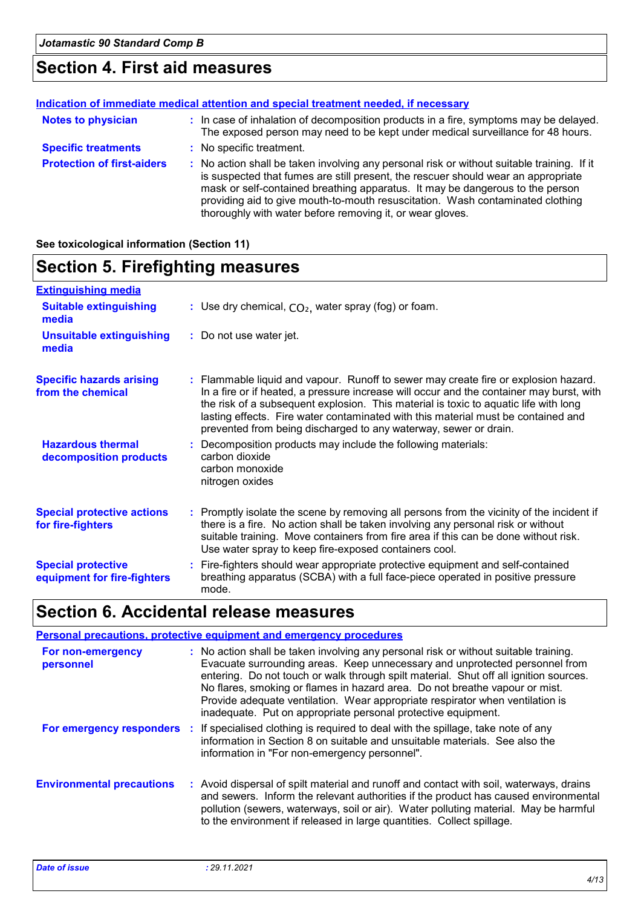## Section 4. First aid measures

**Indication of immediate medical attention and special treatment needed, if necessary**

**Notes to physician** : In case of inhalation of decomposition products in a fire, symptoms may be delayed. The exposed person may need to be kept under medical surveillance for 48 hours.

**Specific treatments** : No specific treatment.

**Protection of first-aiders** : No action shall be taken involving any personal risk or without suitable training. If it is suspected that fumes are still present, the rescuer should wear an appropriate mask or self-contained breathing apparatus. It may be dangerous to the person providing aid to give mouth-to-mouth resuscitation. Wash contaminated clothing thoroughly with water before removing it, or wear gloves.

**See toxicological information (Section 11)**

## Section 5. Firefighting measures

**Extinguishing media**

**Suitable extinguishing media** : Use dry chemical, $CO_2$, water spray (fog) or foam.

**Unsuitable extinguishing media** : Do not use water jet.

**Specific hazards arising from the chemical** : Flammable liquid and vapour. Runoff to sewer may create fire or explosion hazard. In a fire or if heated, a pressure increase will occur and the container may burst, with the risk of a subsequent explosion. This material is toxic to aquatic life with long lasting effects. Fire water contaminated with this material must be contained and prevented from being discharged to any waterway, sewer or drain.

**Hazardous thermal decomposition products** : Decomposition products may include the following materials:
carbon dioxide
carbon monoxide
nitrogen oxides

**Special protective actions for fire-fighters** : Promptly isolate the scene by removing all persons from the vicinity of the incident if there is a fire. No action shall be taken involving any personal risk or without suitable training. Move containers from fire area if this can be done without risk. Use water spray to keep fire-exposed containers cool.

**Special protective equipment for fire-fighters** : Fire-fighters should wear appropriate protective equipment and self-contained breathing apparatus (SCBA) with a full face-piece operated in positive pressure mode.

## Section 6. Accidental release measures

**Personal precautions, protective equipment and emergency procedures**

**For non-emergency personnel** : No action shall be taken involving any personal risk or without suitable training. Evacuate surrounding areas. Keep unnecessary and unprotected personnel from entering. Do not touch or walk through spilt material. Shut off all ignition sources. No flares, smoking or flames in hazard area. Do not breathe vapour or mist. Provide adequate ventilation. Wear appropriate respirator when ventilation is inadequate. Put on appropriate personal protective equipment.

**For emergency responders** : If specialised clothing is required to deal with the spillage, take note of any information in Section 8 on suitable and unsuitable materials. See also the information in "For non-emergency personnel".

**Environmental precautions** : Avoid dispersal of spilt material and runoff and contact with soil, waterways, drains and sewers. Inform the relevant authorities if the product has caused environmental pollution (sewers, waterways, soil or air). Water polluting material. May be harmful to the environment if released in large quantities. Collect spillage.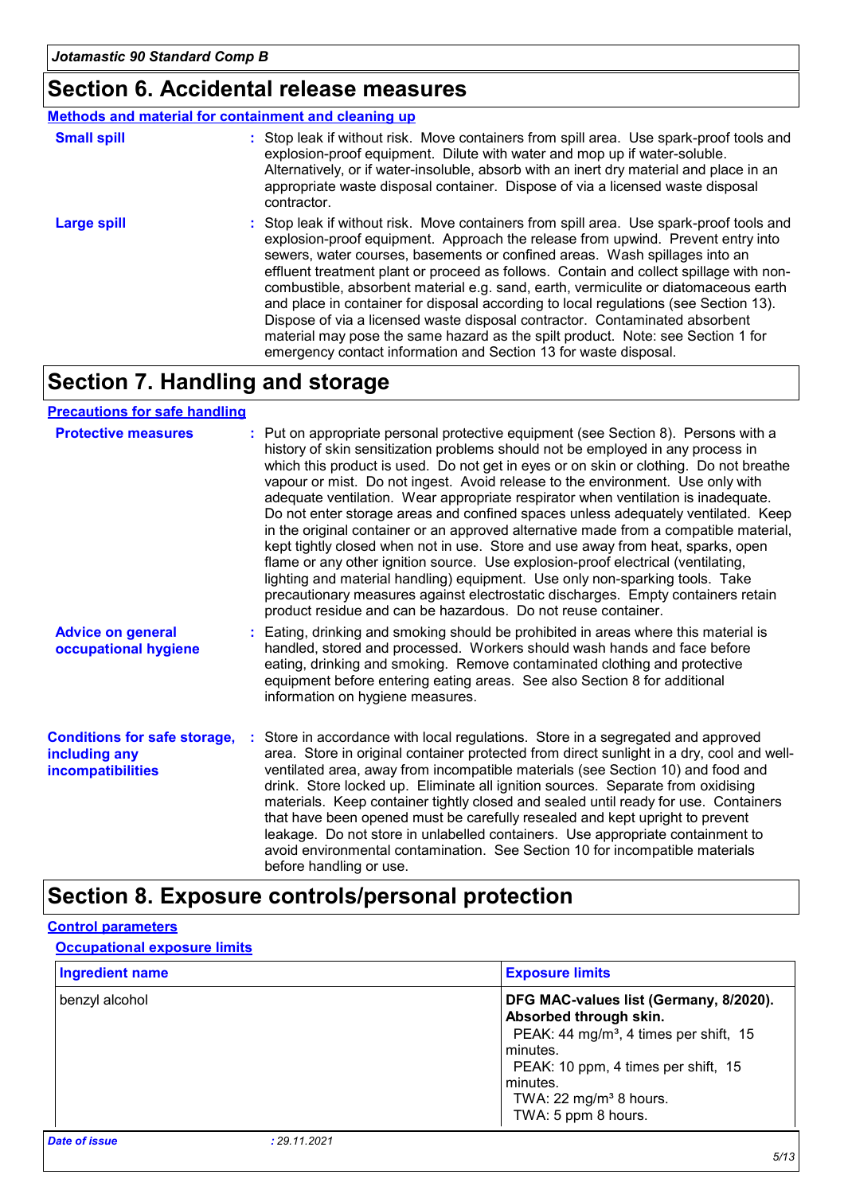## Section 6. Accidental release measures

**Methods and material for containment and cleaning up**

**Small spill** : Stop leak if without risk. Move containers from spill area. Use spark-proof tools and explosion-proof equipment. Dilute with water and mop up if water-soluble. Alternatively, or if water-insoluble, absorb with an inert dry material and place in an appropriate waste disposal container. Dispose of via a licensed waste disposal contractor.

**Large spill** : Stop leak if without risk. Move containers from spill area. Use spark-proof tools and explosion-proof equipment. Approach the release from upwind. Prevent entry into sewers, water courses, basements or confined areas. Wash spillages into an effluent treatment plant or proceed as follows. Contain and collect spillage with non-combustible, absorbent material e.g. sand, earth, vermiculite or diatomaceous earth and place in container for disposal according to local regulations (see Section 13). Dispose of via a licensed waste disposal contractor. Contaminated absorbent material may pose the same hazard as the spilt product. Note: see Section 1 for emergency contact information and Section 13 for waste disposal.

## Section 7. Handling and storage

**Precautions for safe handling**

**Protective measures** : Put on appropriate personal protective equipment (see Section 8). Persons with a history of skin sensitization problems should not be employed in any process in which this product is used. Do not get in eyes or on skin or clothing. Do not breathe vapour or mist. Do not ingest. Avoid release to the environment. Use only with adequate ventilation. Wear appropriate respirator when ventilation is inadequate. Do not enter storage areas and confined spaces unless adequately ventilated. Keep in the original container or an approved alternative made from a compatible material, kept tightly closed when not in use. Store and use away from heat, sparks, open flame or any other ignition source. Use explosion-proof electrical (ventilating, lighting and material handling) equipment. Use only non-sparking tools. Take precautionary measures against electrostatic discharges. Empty containers retain product residue and can be hazardous. Do not reuse container.

**Advice on general occupational hygiene** : Eating, drinking and smoking should be prohibited in areas where this material is handled, stored and processed. Workers should wash hands and face before eating, drinking and smoking. Remove contaminated clothing and protective equipment before entering eating areas. See also Section 8 for additional information on hygiene measures.

**Conditions for safe storage, including any incompatibilities** : Store in accordance with local regulations. Store in a segregated and approved area. Store in original container protected from direct sunlight in a dry, cool and well-ventilated area, away from incompatible materials (see Section 10) and food and drink. Store locked up. Eliminate all ignition sources. Separate from oxidising materials. Keep container tightly closed and sealed until ready for use. Containers that have been opened must be carefully resealed and kept upright to prevent leakage. Do not store in unlabelled containers. Use appropriate containment to avoid environmental contamination. See Section 10 for incompatible materials before handling or use.

## Section 8. Exposure controls/personal protection

**Control parameters**

**Occupational exposure limits**

| Ingredient name | Exposure limits |
|---|---|
| benzyl alcohol | **DFG MAC-values list (Germany, 8/2020). Absorbed through skin.**<br>PEAK: 44 mg/m³, 4 times per shift, 15 minutes.<br>PEAK: 10 ppm, 4 times per shift, 15 minutes.<br>TWA: 22 mg/m³ 8 hours.<br>TWA: 5 ppm 8 hours. |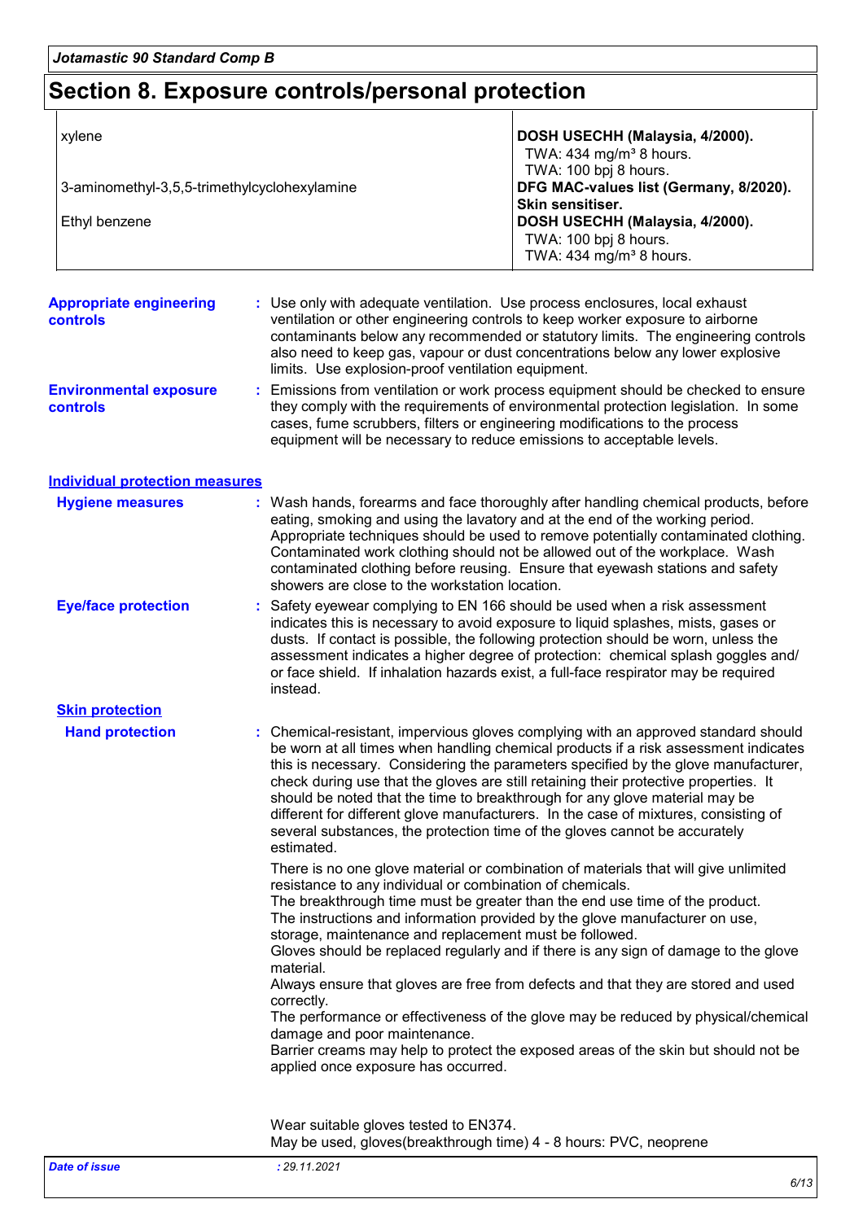## Section 8. Exposure controls/personal protection

| | |
|---|---|
| xylene | **DOSH USECHH (Malaysia, 4/2000).**<br>TWA: 434 mg/m³ 8 hours.<br>TWA: 100 bpj 8 hours. |
| 3-aminomethyl-3,5,5-trimethylcyclohexylamine | **DFG MAC-values list (Germany, 8/2020).**<br>**Skin sensitiser.** |
| Ethyl benzene | **DOSH USECHH (Malaysia, 4/2000).**<br>TWA: 100 bpj 8 hours.<br>TWA: 434 mg/m³ 8 hours. |

**Appropriate engineering controls** : Use only with adequate ventilation. Use process enclosures, local exhaust ventilation or other engineering controls to keep worker exposure to airborne contaminants below any recommended or statutory limits. The engineering controls also need to keep gas, vapour or dust concentrations below any lower explosive limits. Use explosion-proof ventilation equipment.

**Environmental exposure controls** : Emissions from ventilation or work process equipment should be checked to ensure they comply with the requirements of environmental protection legislation. In some cases, fume scrubbers, filters or engineering modifications to the process equipment will be necessary to reduce emissions to acceptable levels.

### Individual protection measures

**Hygiene measures** : Wash hands, forearms and face thoroughly after handling chemical products, before eating, smoking and using the lavatory and at the end of the working period. Appropriate techniques should be used to remove potentially contaminated clothing. Contaminated work clothing should not be allowed out of the workplace. Wash contaminated clothing before reusing. Ensure that eyewash stations and safety showers are close to the workstation location.

**Eye/face protection** : Safety eyewear complying to EN 166 should be used when a risk assessment indicates this is necessary to avoid exposure to liquid splashes, mists, gases or dusts. If contact is possible, the following protection should be worn, unless the assessment indicates a higher degree of protection: chemical splash goggles and/ or face shield. If inhalation hazards exist, a full-face respirator may be required instead.

#### Skin protection

**Hand protection** : Chemical-resistant, impervious gloves complying with an approved standard should be worn at all times when handling chemical products if a risk assessment indicates this is necessary. Considering the parameters specified by the glove manufacturer, check during use that the gloves are still retaining their protective properties. It should be noted that the time to breakthrough for any glove material may be different for different glove manufacturers. In the case of mixtures, consisting of several substances, the protection time of the gloves cannot be accurately estimated.

There is no one glove material or combination of materials that will give unlimited resistance to any individual or combination of chemicals.
The breakthrough time must be greater than the end use time of the product.
The instructions and information provided by the glove manufacturer on use, storage, maintenance and replacement must be followed.
Gloves should be replaced regularly and if there is any sign of damage to the glove material.
Always ensure that gloves are free from defects and that they are stored and used correctly.
The performance or effectiveness of the glove may be reduced by physical/chemical damage and poor maintenance.
Barrier creams may help to protect the exposed areas of the skin but should not be applied once exposure has occurred.

Wear suitable gloves tested to EN374.
May be used, gloves(breakthrough time) 4 - 8 hours: PVC, neoprene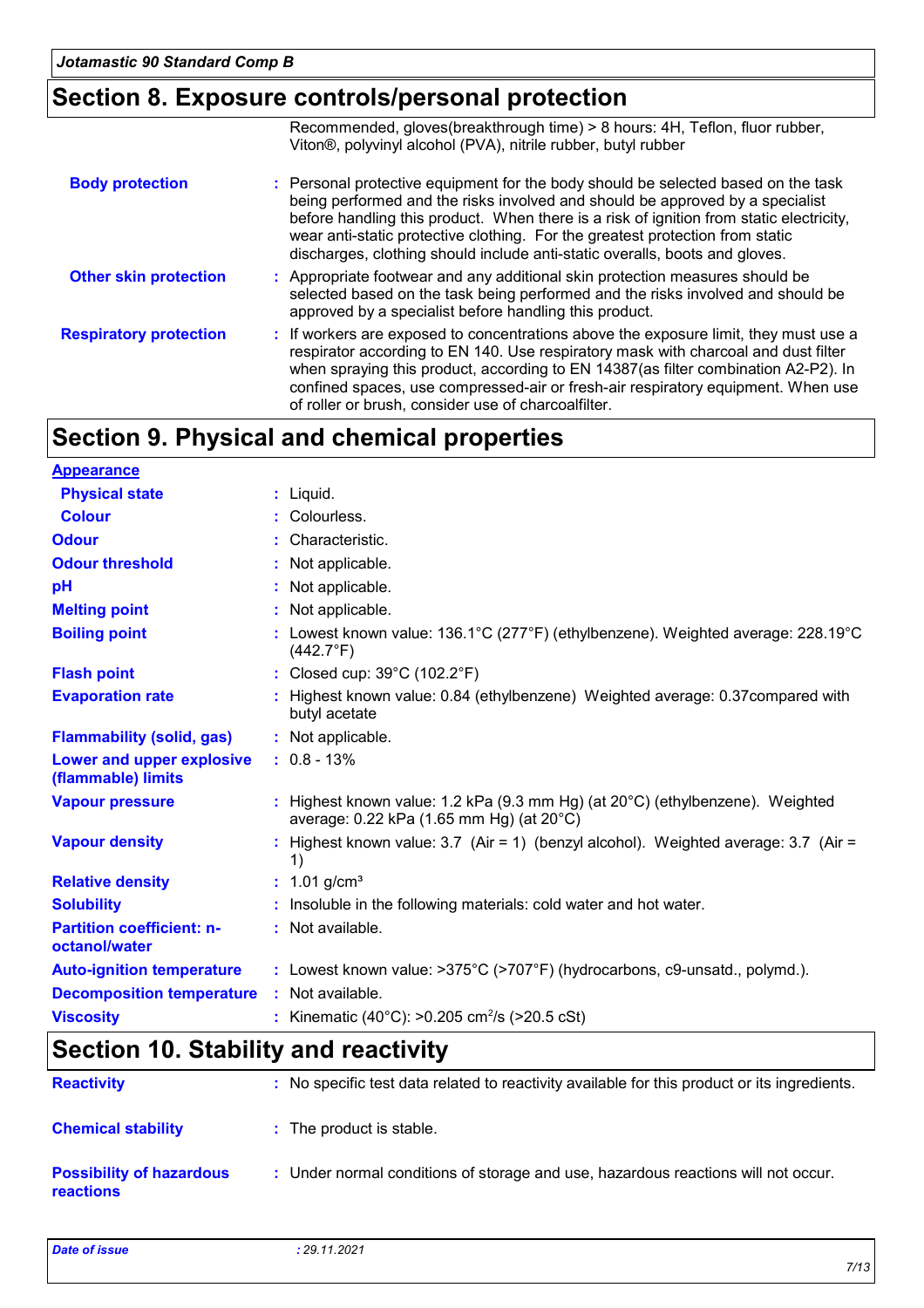## Section 8. Exposure controls/personal protection

| | |
|---|---|
| | Recommended, gloves(breakthrough time) > 8 hours: 4H, Teflon, fluor rubber, Viton®, polyvinyl alcohol (PVA), nitrile rubber, butyl rubber |
| **Body protection** | : Personal protective equipment for the body should be selected based on the task being performed and the risks involved and should be approved by a specialist before handling this product. When there is a risk of ignition from static electricity, wear anti-static protective clothing. For the greatest protection from static discharges, clothing should include anti-static overalls, boots and gloves. |
| **Other skin protection** | : Appropriate footwear and any additional skin protection measures should be selected based on the task being performed and the risks involved and should be approved by a specialist before handling this product. |
| **Respiratory protection** | : If workers are exposed to concentrations above the exposure limit, they must use a respirator according to EN 140. Use respiratory mask with charcoal and dust filter when spraying this product, according to EN 14387(as filter combination A2-P2). In confined spaces, use compressed-air or fresh-air respiratory equipment. When use of roller or brush, consider use of charcoalfilter. |

## Section 9. Physical and chemical properties

**Appearance**

| | |
|---|---|
| **Physical state** | : Liquid. |
| **Colour** | : Colourless. |
| **Odour** | : Characteristic. |
| **Odour threshold** | : Not applicable. |
| **pH** | : Not applicable. |
| **Melting point** | : Not applicable. |
| **Boiling point** | : Lowest known value: 136.1°C (277°F) (ethylbenzene). Weighted average: 228.19°C (442.7°F) |
| **Flash point** | : Closed cup: 39°C (102.2°F) |
| **Evaporation rate** | : Highest known value: 0.84 (ethylbenzene) Weighted average: 0.37compared with butyl acetate |
| **Flammability (solid, gas)** | : Not applicable. |
| **Lower and upper explosive (flammable) limits** | : 0.8 - 13% |
| **Vapour pressure** | : Highest known value: 1.2 kPa (9.3 mm Hg) (at 20°C) (ethylbenzene). Weighted average: 0.22 kPa (1.65 mm Hg) (at 20°C) |
| **Vapour density** | : Highest known value: 3.7 (Air = 1) (benzyl alcohol). Weighted average: 3.7 (Air = 1) |
| **Relative density** | : 1.01 g/cm³ |
| **Solubility** | : Insoluble in the following materials: cold water and hot water. |
| **Partition coefficient: n-octanol/water** | : Not available. |
| **Auto-ignition temperature** | : Lowest known value: >375°C (>707°F) (hydrocarbons, c9-unsatd., polymd.). |
| **Decomposition temperature** | : Not available. |
| **Viscosity** | : Kinematic (40°C): >0.205 $cm^2/s$ (>20.5 cSt) |

## Section 10. Stability and reactivity

| | |
|---|---|
| **Reactivity** | : No specific test data related to reactivity available for this product or its ingredients. |
| **Chemical stability** | : The product is stable. |
| **Possibility of hazardous reactions** | : Under normal conditions of storage and use, hazardous reactions will not occur. |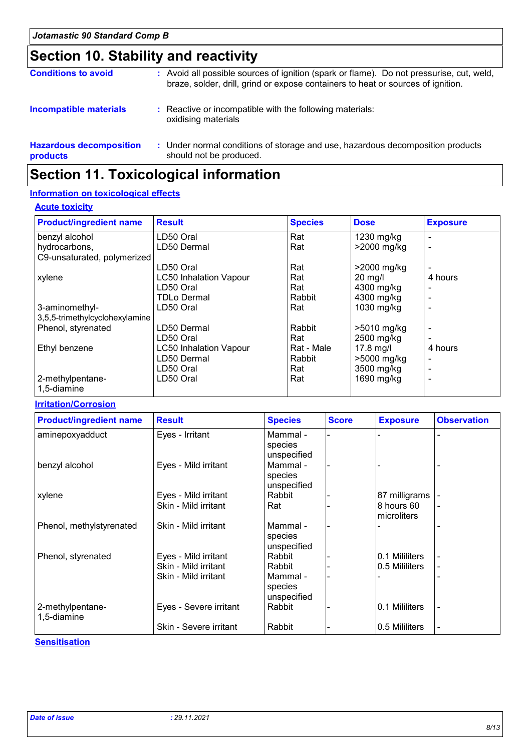## Section 10. Stability and reactivity

**Conditions to avoid** : Avoid all possible sources of ignition (spark or flame). Do not pressurise, cut, weld, braze, solder, drill, grind or expose containers to heat or sources of ignition.

**Incompatible materials** : Reactive or incompatible with the following materials: oxidising materials

**Hazardous decomposition products** : Under normal conditions of storage and use, hazardous decomposition products should not be produced.

## Section 11. Toxicological information

### Information on toxicological effects

#### Acute toxicity

| Product/ingredient name | Result | Species | Dose | Exposure |
|---|---|---|---|---|
| benzyl alcohol | LD50 Oral | Rat | 1230 mg/kg | - |
| hydrocarbons, C9-unsaturated, polymerized | LD50 Dermal | Rat | >2000 mg/kg | - |
| | LD50 Oral | Rat | >2000 mg/kg | - |
| xylene | LC50 Inhalation Vapour | Rat | 20 mg/l | 4 hours |
| | LD50 Oral | Rat | 4300 mg/kg | - |
| | TDLo Dermal | Rabbit | 4300 mg/kg | - |
| 3-aminomethyl-3,5,5-trimethylcyclohexylamine | LD50 Oral | Rat | 1030 mg/kg | - |
| Phenol, styrenated | LD50 Dermal | Rabbit | >5010 mg/kg | - |
| | LD50 Oral | Rat | 2500 mg/kg | - |
| Ethyl benzene | LC50 Inhalation Vapour | Rat - Male | 17.8 mg/l | 4 hours |
| | LD50 Dermal | Rabbit | >5000 mg/kg | - |
| | LD50 Oral | Rat | 3500 mg/kg | - |
| 2-methylpentane-1,5-diamine | LD50 Oral | Rat | 1690 mg/kg | - |

#### Irritation/Corrosion

| Product/ingredient name | Result | Species | Score | Exposure | Observation |
|---|---|---|---|---|---|
| aminepoxyadduct | Eyes - Irritant | Mammal - species unspecified | - | - | - |
| benzyl alcohol | Eyes - Mild irritant | Mammal - species unspecified | - | - | - |
| xylene | Eyes - Mild irritant | Rabbit | - | 87 milligrams | - |
| | Skin - Mild irritant | Rat | - | 8 hours 60 microliters | - |
| Phenol, methylstyrenated | Skin - Mild irritant | Mammal - species unspecified | - | - | - |
| Phenol, styrenated | Eyes - Mild irritant | Rabbit | - | 0.1 Mililiters | - |
| | Skin - Mild irritant | Rabbit | - | 0.5 Mililiters | - |
| | Skin - Mild irritant | Mammal - species unspecified | - | - | - |
| 2-methylpentane-1,5-diamine | Eyes - Severe irritant | Rabbit | - | 0.1 Mililiters | - |
| | Skin - Severe irritant | Rabbit | - | 0.5 Mililiters | - |

#### Sensitisation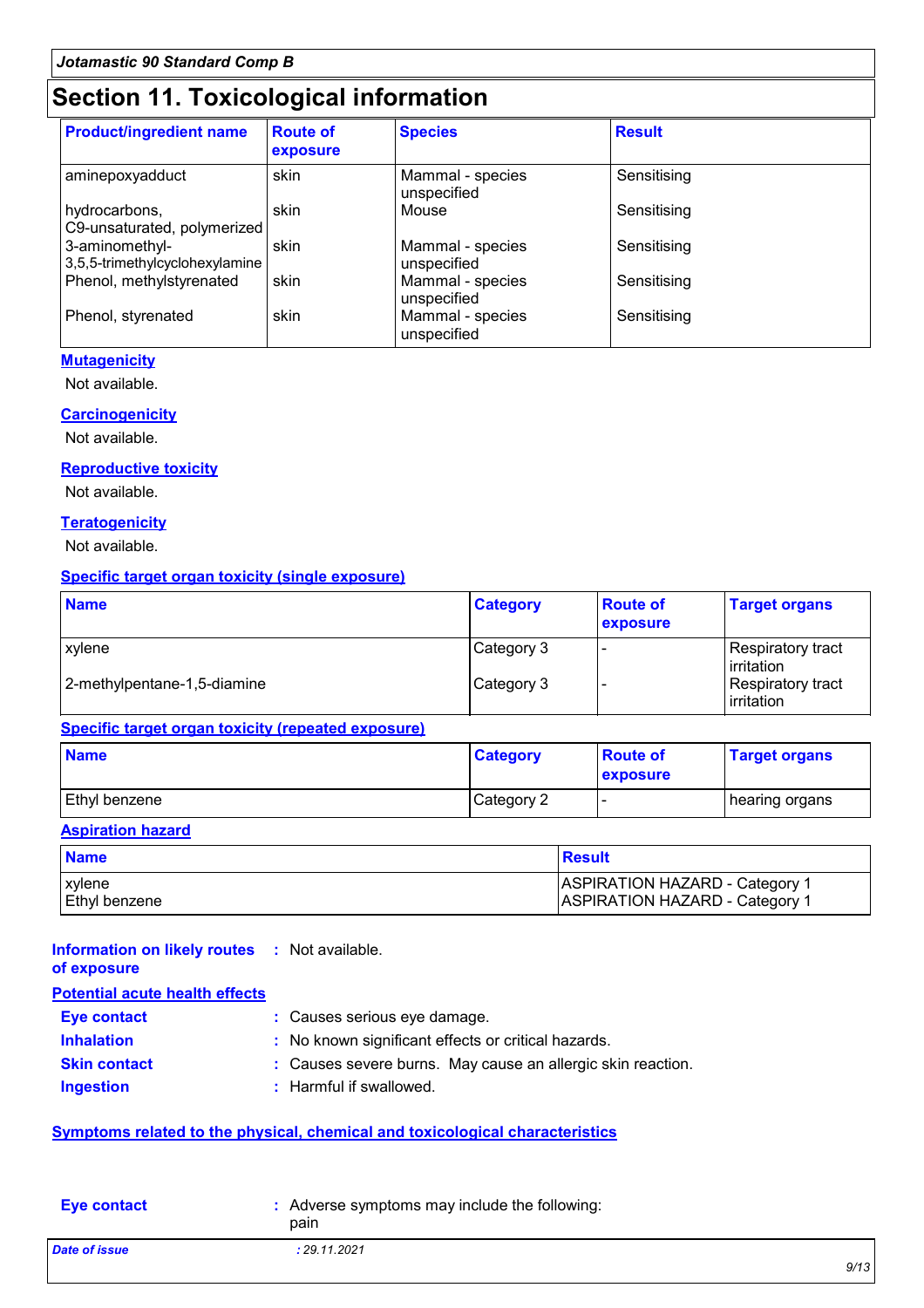# Section 11. Toxicological information

| Product/ingredient name | Route of exposure | Species | Result |
|---|---|---|---|
| aminepoxyadduct | skin | Mammal - species unspecified | Sensitising |
| hydrocarbons, C9-unsaturated, polymerized | skin | Mouse | Sensitising |
| 3-aminomethyl-3,5,5-trimethylcyclohexylamine | skin | Mammal - species unspecified | Sensitising |
| Phenol, methylstyrenated | skin | Mammal - species unspecified | Sensitising |
| Phenol, styrenated | skin | Mammal - species unspecified | Sensitising |

**Mutagenicity**

Not available.

**Carcinogenicity**

Not available.

**Reproductive toxicity**

Not available.

**Teratogenicity**

Not available.

**Specific target organ toxicity (single exposure)**

| Name | Category | Route of exposure | Target organs |
|---|---|---|---|
| xylene | Category 3 | - | Respiratory tract irritation |
| 2-methylpentane-1,5-diamine | Category 3 | - | Respiratory tract irritation |

**Specific target organ toxicity (repeated exposure)**

| Name | Category | Route of exposure | Target organs |
|---|---|---|---|
| Ethyl benzene | Category 2 | - | hearing organs |

**Aspiration hazard**

| Name | Result |
|---|---|
| xylene | ASPIRATION HAZARD - Category 1 |
| Ethyl benzene | ASPIRATION HAZARD - Category 1 |

**Information on likely routes of exposure** : Not available.

**Potential acute health effects**

**Eye contact** : Causes serious eye damage.

**Inhalation** : No known significant effects or critical hazards.

**Skin contact** : Causes severe burns. May cause an allergic skin reaction.

**Ingestion** : Harmful if swallowed.

**Symptoms related to the physical, chemical and toxicological characteristics**

**Eye contact** : Adverse symptoms may include the following:
pain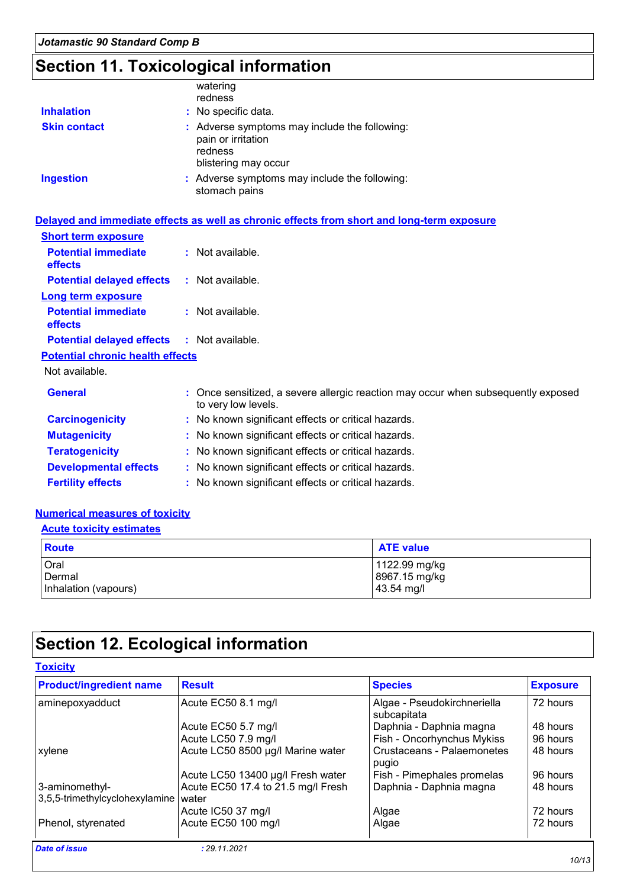# Section 11. Toxicological information

watering
redness

**Inhalation** : No specific data.

**Skin contact** : Adverse symptoms may include the following:
pain or irritation
redness
blistering may occur

**Ingestion** : Adverse symptoms may include the following:
stomach pains

## Delayed and immediate effects as well as chronic effects from short and long-term exposure

### Short term exposure

**Potential immediate effects** : Not available.

**Potential delayed effects** : Not available.

### Long term exposure

**Potential immediate effects** : Not available.

**Potential delayed effects** : Not available.

### Potential chronic health effects

Not available.

**General** : Once sensitized, a severe allergic reaction may occur when subsequently exposed to very low levels.

**Carcinogenicity** : No known significant effects or critical hazards.

**Mutagenicity** : No known significant effects or critical hazards.

**Teratogenicity** : No known significant effects or critical hazards.

**Developmental effects** : No known significant effects or critical hazards.

**Fertility effects** : No known significant effects or critical hazards.

## Numerical measures of toxicity

### Acute toxicity estimates

| Route | ATE value |
|---|---|
| Oral | 1122.99 mg/kg |
| Dermal | 8967.15 mg/kg |
| Inhalation (vapours) | 43.54 mg/l |

# Section 12. Ecological information

## Toxicity

| Product/ingredient name | Result | Species | Exposure |
|---|---|---|---|
| aminepoxyadduct | Acute EC50 8.1 mg/l | Algae - Pseudokirchneriella subcapitata | 72 hours |
| | Acute EC50 5.7 mg/l | Daphnia - Daphnia magna | 48 hours |
| | Acute LC50 7.9 mg/l | Fish - Oncorhynchus Mykiss | 96 hours |
| xylene | Acute LC50 8500 µg/l Marine water | Crustaceans - Palaemonetes pugio | 48 hours |
| | Acute LC50 13400 µg/l Fresh water | Fish - Pimephales promelas | 96 hours |
| 3-aminomethyl-3,5,5-trimethylcyclohexylamine | Acute EC50 17.4 to 21.5 mg/l Fresh water | Daphnia - Daphnia magna | 48 hours |
| | Acute IC50 37 mg/l | Algae | 72 hours |
| Phenol, styrenated | Acute EC50 100 mg/l | Algae | 72 hours |

*Date of issue* : 29.11.2021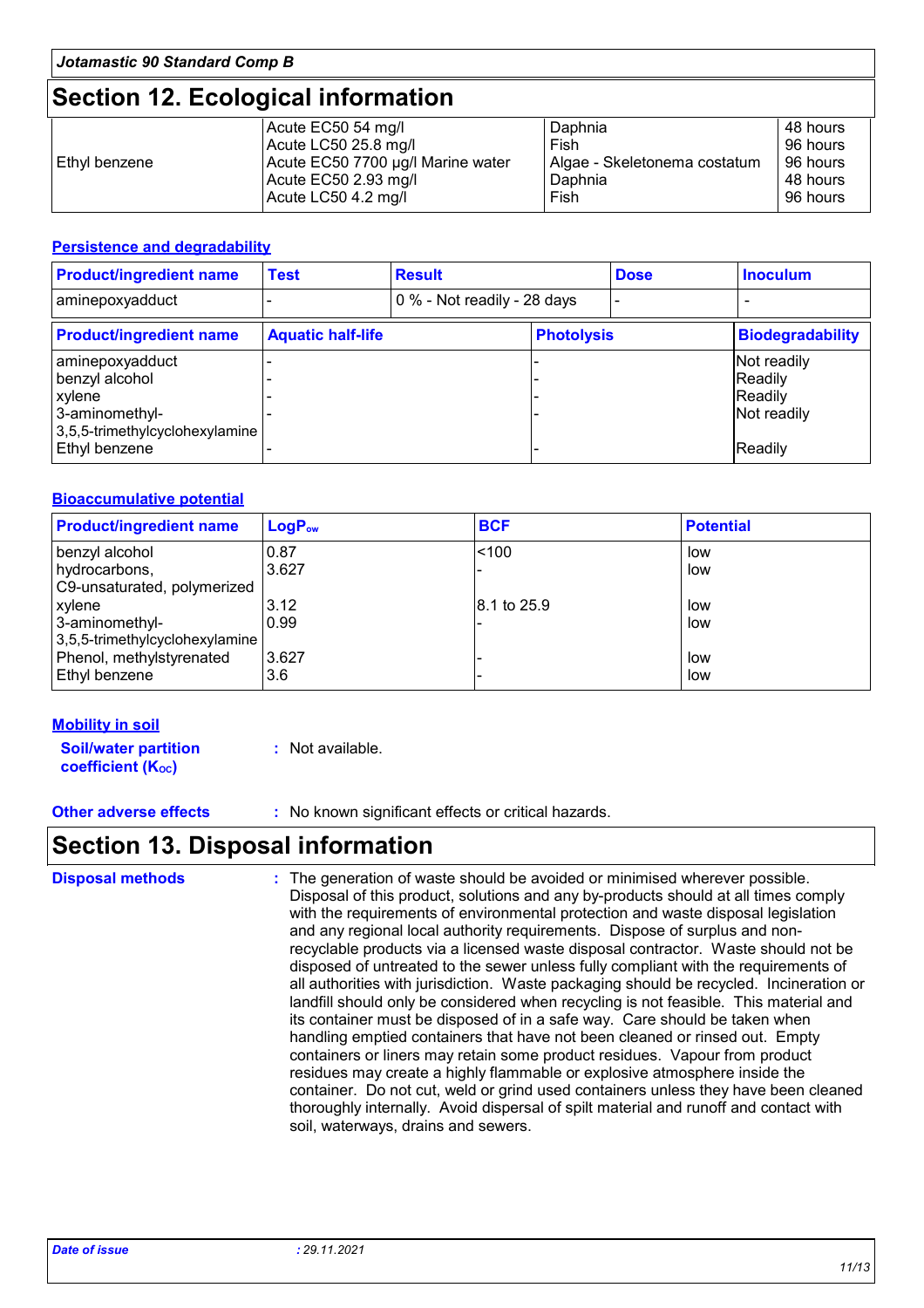## Section 12. Ecological information

| | | | |
|---|---|---|---|
| Ethyl benzene | Acute EC50 54 mg/l<br>Acute LC50 25.8 mg/l<br>Acute EC50 7700 µg/l Marine water<br>Acute EC50 2.93 mg/l<br>Acute LC50 4.2 mg/l | Daphnia<br>Fish<br>Algae - Skeletonema costatum<br>Daphnia<br>Fish | 48 hours<br>96 hours<br>96 hours<br>48 hours<br>96 hours |

### Persistence and degradability

| Product/ingredient name | Test | Result | Dose | Inoculum |
|---|---|---|---|---|
| aminepoxyadduct | - | 0 % - Not readily - 28 days | - | - |

| Product/ingredient name | Aquatic half-life | Photolysis | Biodegradability |
|---|---|---|---|
| aminepoxyadduct | - | - | Not readily |
| benzyl alcohol | - | - | Readily |
| xylene | - | - | Readily |
| 3-aminomethyl-3,5,5-trimethylcyclohexylamine | - | - | Not readily |
| Ethyl benzene | - | - | Readily |

### Bioaccumulative potential

| Product/ingredient name | $LogP_{ow}$ | BCF | Potential |
|---|---|---|---|
| benzyl alcohol | 0.87 | <100 | low |
| hydrocarbons, C9-unsaturated, polymerized | 3.627 | - | low |
| xylene | 3.12 | 8.1 to 25.9 | low |
| 3-aminomethyl-3,5,5-trimethylcyclohexylamine | 0.99 | - | low |
| Phenol, methylstyrenated | 3.627 | - | low |
| Ethyl benzene | 3.6 | - | low |

### Mobility in soil

**Soil/water partition coefficient ($K_{OC}$)** : Not available.

**Other adverse effects** : No known significant effects or critical hazards.

## Section 13. Disposal information

**Disposal methods** : The generation of waste should be avoided or minimised wherever possible. Disposal of this product, solutions and any by-products should at all times comply with the requirements of environmental protection and waste disposal legislation and any regional local authority requirements. Dispose of surplus and non-recyclable products via a licensed waste disposal contractor. Waste should not be disposed of untreated to the sewer unless fully compliant with the requirements of all authorities with jurisdiction. Waste packaging should be recycled. Incineration or landfill should only be considered when recycling is not feasible. This material and its container must be disposed of in a safe way. Care should be taken when handling emptied containers that have not been cleaned or rinsed out. Empty containers or liners may retain some product residues. Vapour from product residues may create a highly flammable or explosive atmosphere inside the container. Do not cut, weld or grind used containers unless they have been cleaned thoroughly internally. Avoid dispersal of spilt material and runoff and contact with soil, waterways, drains and sewers.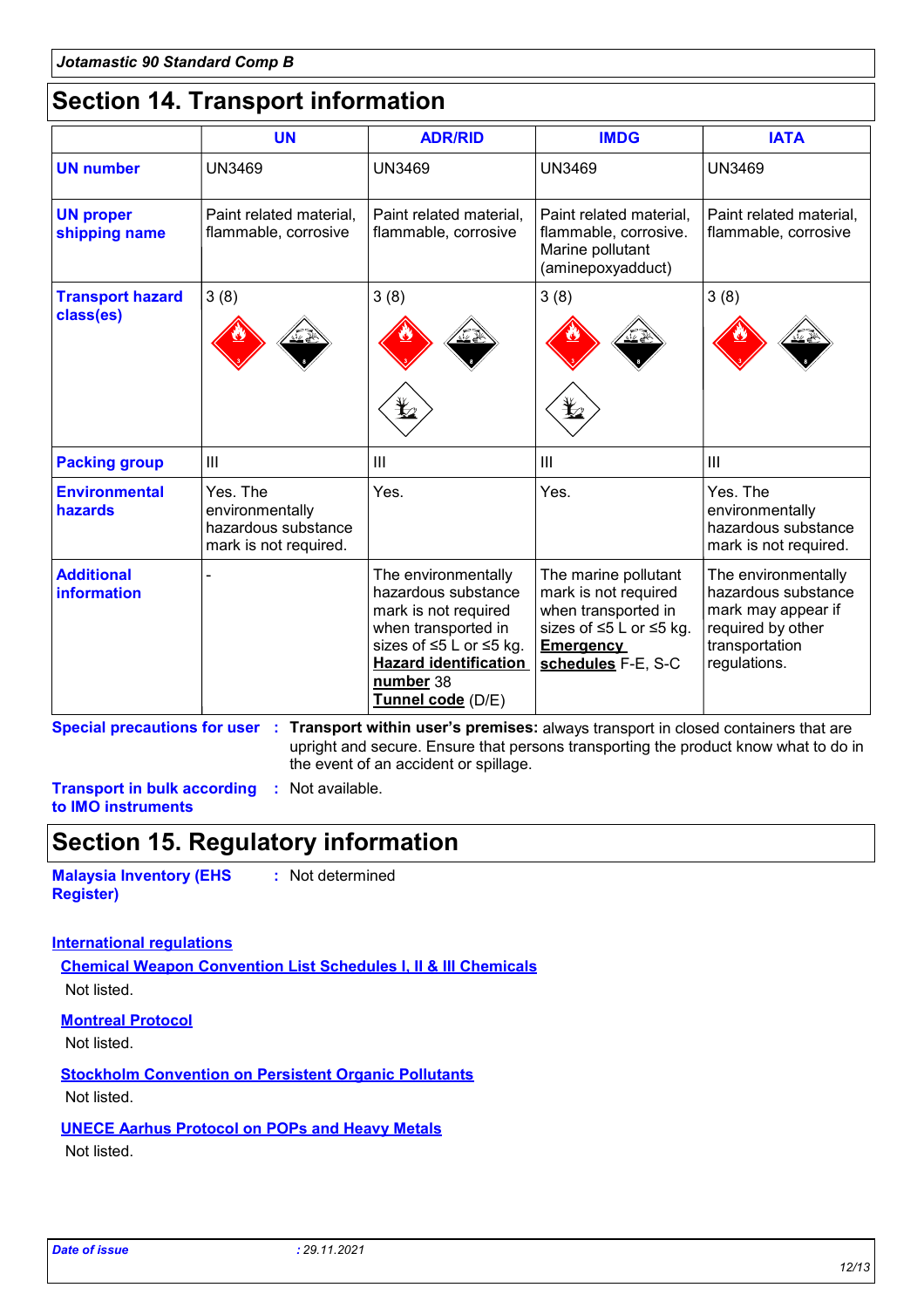## Section 14. Transport information

| | UN | ADR/RID | IMDG | IATA |
|---|---|---|---|---|
| **UN number** | UN3469 | UN3469 | UN3469 | UN3469 |
| **UN proper shipping name** | Paint related material, flammable, corrosive | Paint related material, flammable, corrosive | Paint related material, flammable, corrosive. Marine pollutant (aminepoxyadduct) | Paint related material, flammable, corrosive |
| **Transport hazard class(es)** | 3 (8) | 3 (8) | 3 (8) | 3 (8) |
| **Packing group** | III | III | III | III |
| **Environmental hazards** | Yes. The environmentally hazardous substance mark is not required. | Yes. | Yes. | Yes. The environmentally hazardous substance mark is not required. |
| **Additional information** | - | The environmentally hazardous substance mark is not required when transported in sizes of ≤5 L or ≤5 kg. **Hazard identification number** 38 **Tunnel code** (D/E) | The marine pollutant mark is not required when transported in sizes of ≤5 L or ≤5 kg. **Emergency schedules** F-E, S-C | The environmentally hazardous substance mark may appear if required by other transportation regulations. |

**Special precautions for user** : **Transport within user's premises:** always transport in closed containers that are upright and secure. Ensure that persons transporting the product know what to do in the event of an accident or spillage.

**Transport in bulk according to IMO instruments** : Not available.

## Section 15. Regulatory information

**Malaysia Inventory (EHS Register)** : Not determined

**International regulations**

**Chemical Weapon Convention List Schedules I, II & III Chemicals**

Not listed.

**Montreal Protocol**

Not listed.

**Stockholm Convention on Persistent Organic Pollutants**

Not listed.

**UNECE Aarhus Protocol on POPs and Heavy Metals**

Not listed.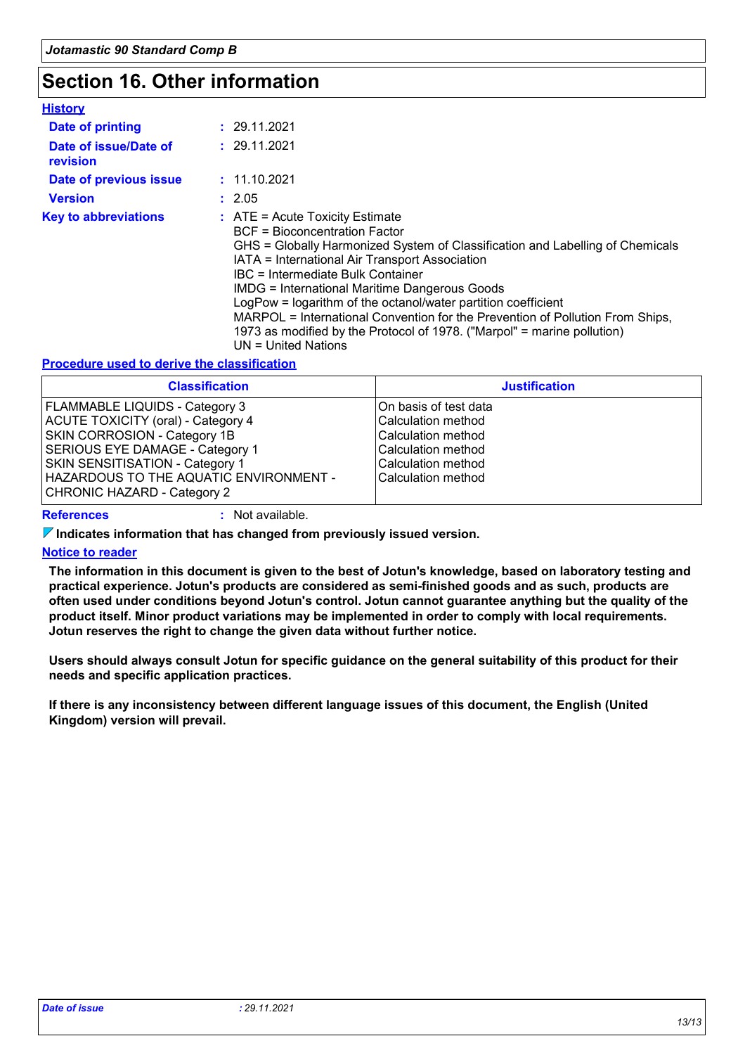# Section 16. Other information

**History**

**Date of printing** : 29.11.2021

**Date of issue/Date of revision** : 29.11.2021

**Date of previous issue** : 11.10.2021

**Version** : 2.05

**Key to abbreviations** : ATE = Acute Toxicity Estimate
BCF = Bioconcentration Factor
GHS = Globally Harmonized System of Classification and Labelling of Chemicals
IATA = International Air Transport Association
IBC = Intermediate Bulk Container
IMDG = International Maritime Dangerous Goods
LogPow = logarithm of the octanol/water partition coefficient
MARPOL = International Convention for the Prevention of Pollution From Ships, 1973 as modified by the Protocol of 1978. ("Marpol" = marine pollution)
UN = United Nations

**Procedure used to derive the classification**

| Classification | Justification |
|---|---|
| FLAMMABLE LIQUIDS - Category 3 | On basis of test data |
| ACUTE TOXICITY (oral) - Category 4 | Calculation method |
| SKIN CORROSION - Category 1B | Calculation method |
| SERIOUS EYE DAMAGE - Category 1 | Calculation method |
| SKIN SENSITISATION - Category 1 | Calculation method |
| HAZARDOUS TO THE AQUATIC ENVIRONMENT - CHRONIC HAZARD - Category 2 | Calculation method |

**References** : Not available.

**Indicates information that has changed from previously issued version.**

**Notice to reader**

**The information in this document is given to the best of Jotun's knowledge, based on laboratory testing and practical experience. Jotun's products are considered as semi-finished goods and as such, products are often used under conditions beyond Jotun's control. Jotun cannot guarantee anything but the quality of the product itself. Minor product variations may be implemented in order to comply with local requirements. Jotun reserves the right to change the given data without further notice.**

**Users should always consult Jotun for specific guidance on the general suitability of this product for their needs and specific application practices.**

**If there is any inconsistency between different language issues of this document, the English (United Kingdom) version will prevail.**